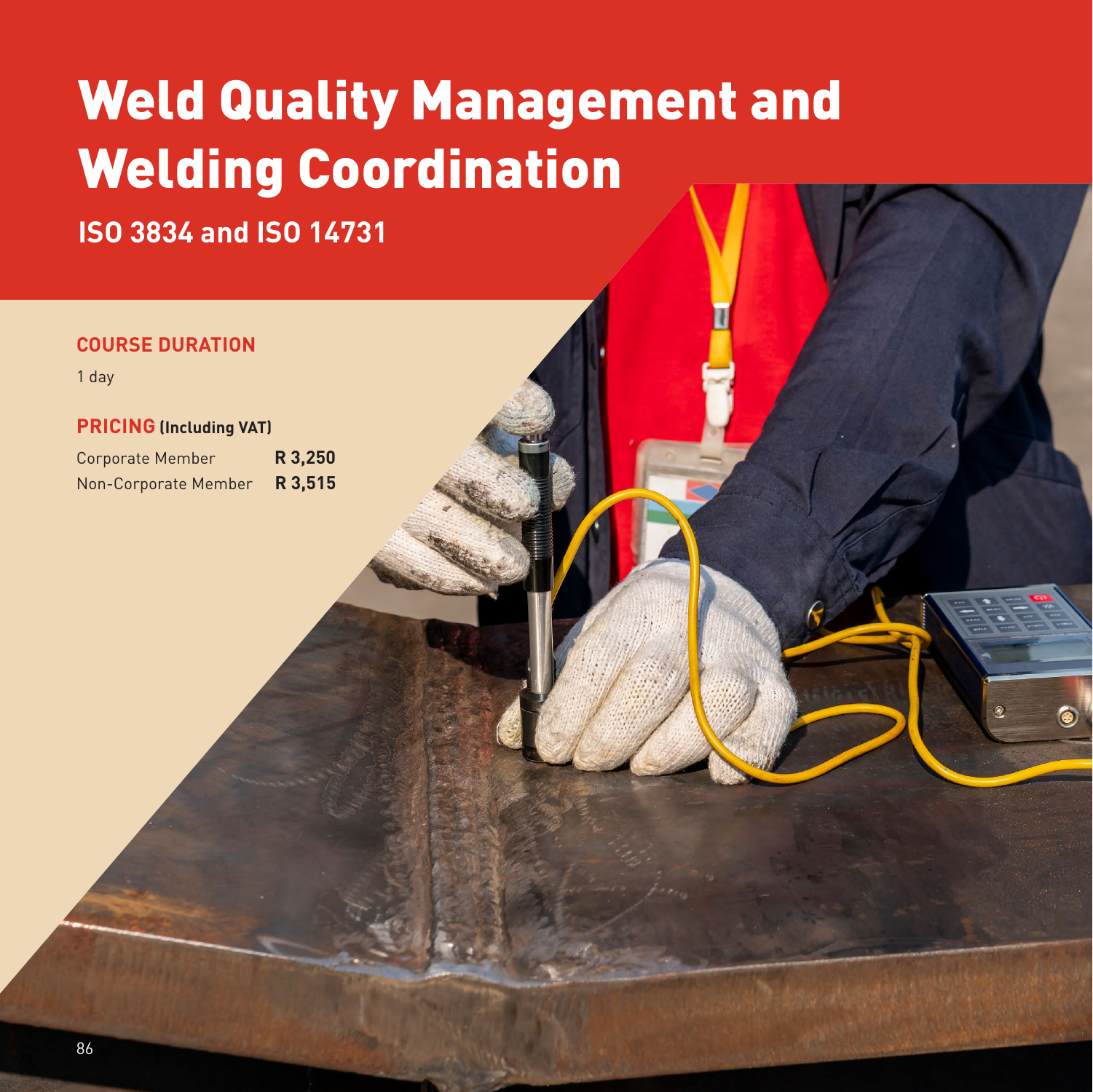# Weld Quality Management and Welding Coordination

## ISO 3834 and ISO 14731

### COURSE DURATION

1 day

### PRICING (Including VAT)

| | |
|---|---|
| Corporate Member | **R 3,250** |
| Non-Corporate Member | **R 3,515** |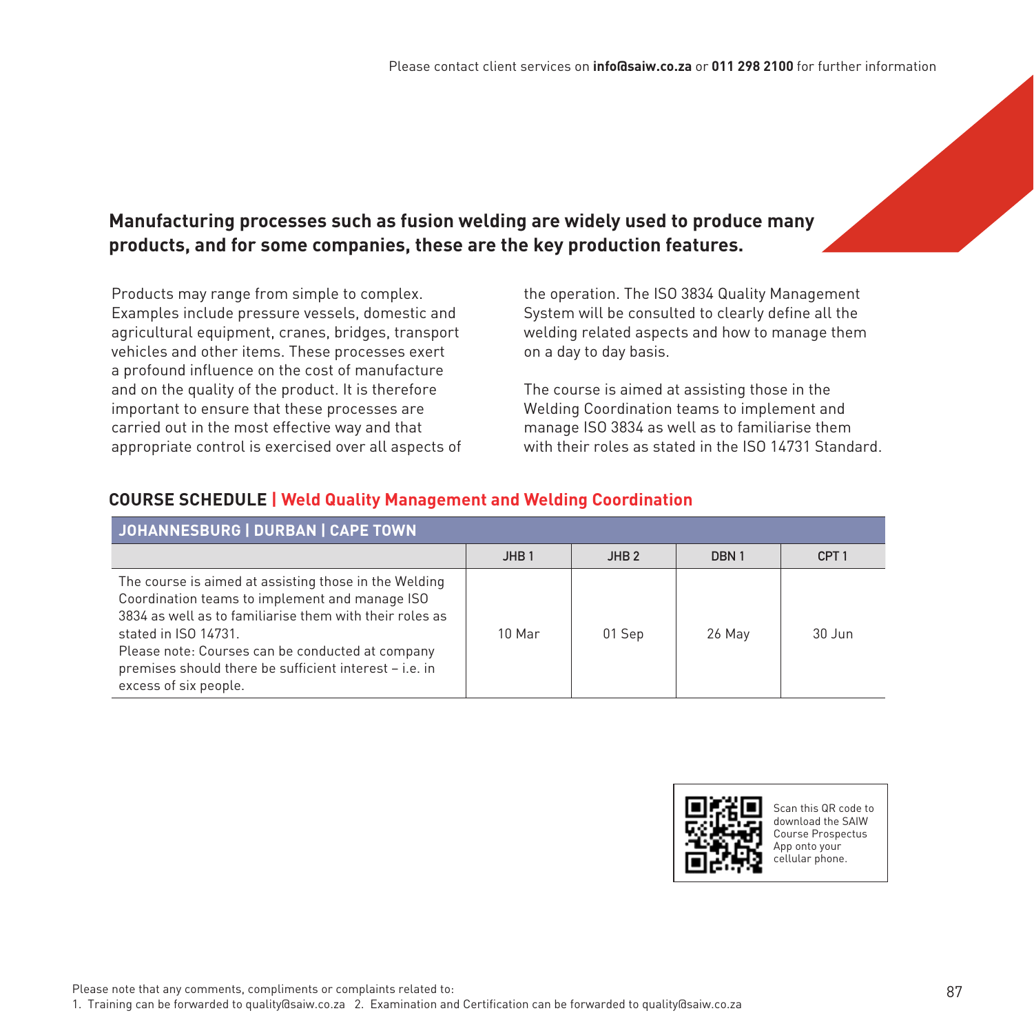**Manufacturing processes such as fusion welding are widely used to produce many products, and for some companies, these are the key production features.**

Products may range from simple to complex. Examples include pressure vessels, domestic and agricultural equipment, cranes, bridges, transport vehicles and other items. These processes exert a profound influence on the cost of manufacture and on the quality of the product. It is therefore important to ensure that these processes are carried out in the most effective way and that appropriate control is exercised over all aspects of the operation. The ISO 3834 Quality Management System will be consulted to clearly define all the welding related aspects and how to manage them on a day to day basis.

The course is aimed at assisting those in the Welding Coordination teams to implement and manage ISO 3834 as well as to familiarise them with their roles as stated in the ISO 14731 Standard.

## COURSE SCHEDULE | Weld Quality Management and Welding Coordination

| JOHANNESBURG \| DURBAN \| CAPE TOWN | | | | |
|---|---|---|---|---|
| | JHB 1 | JHB 2 | DBN 1 | CPT 1 |
| The course is aimed at assisting those in the Welding Coordination teams to implement and manage ISO 3834 as well as to familiarise them with their roles as stated in ISO 14731.<br>Please note: Courses can be conducted at company premises should there be sufficient interest – i.e. in excess of six people. | 10 Mar | 01 Sep | 26 May | 30 Jun |

Scan this QR code to download the SAIW Course Prospectus App onto your cellular phone.